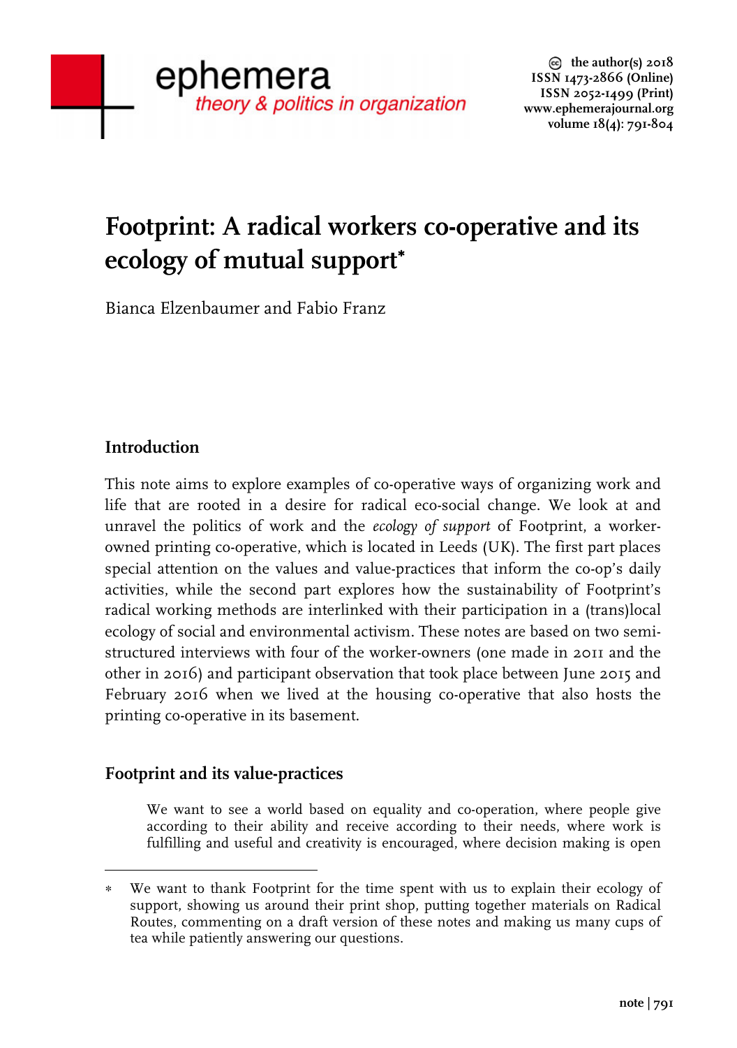# Footprint: A radical workers co-operative and its ecology of mutual support*

Bianca Elzenbaumer and Fabio Franz

## Introduction

This note aims to explore examples of co-operative ways of organizing work and life that are rooted in a desire for radical eco-social change. We look at and unravel the politics of work and the *ecology of support* of Footprint, a worker-owned printing co-operative, which is located in Leeds (UK). The first part places special attention on the values and value-practices that inform the co-op's daily activities, while the second part explores how the sustainability of Footprint's radical working methods are interlinked with their participation in a (trans)local ecology of social and environmental activism. These notes are based on two semi-structured interviews with four of the worker-owners (one made in 2011 and the other in 2016) and participant observation that took place between June 2015 and February 2016 when we lived at the housing co-operative that also hosts the printing co-operative in its basement.

## Footprint and its value-practices

> We want to see a world based on equality and co-operation, where people give according to their ability and receive according to their needs, where work is fulfilling and useful and creativity is encouraged, where decision making is open

---

* We want to thank Footprint for the time spent with us to explain their ecology of support, showing us around their print shop, putting together materials on Radical Routes, commenting on a draft version of these notes and making us many cups of tea while patiently answering our questions.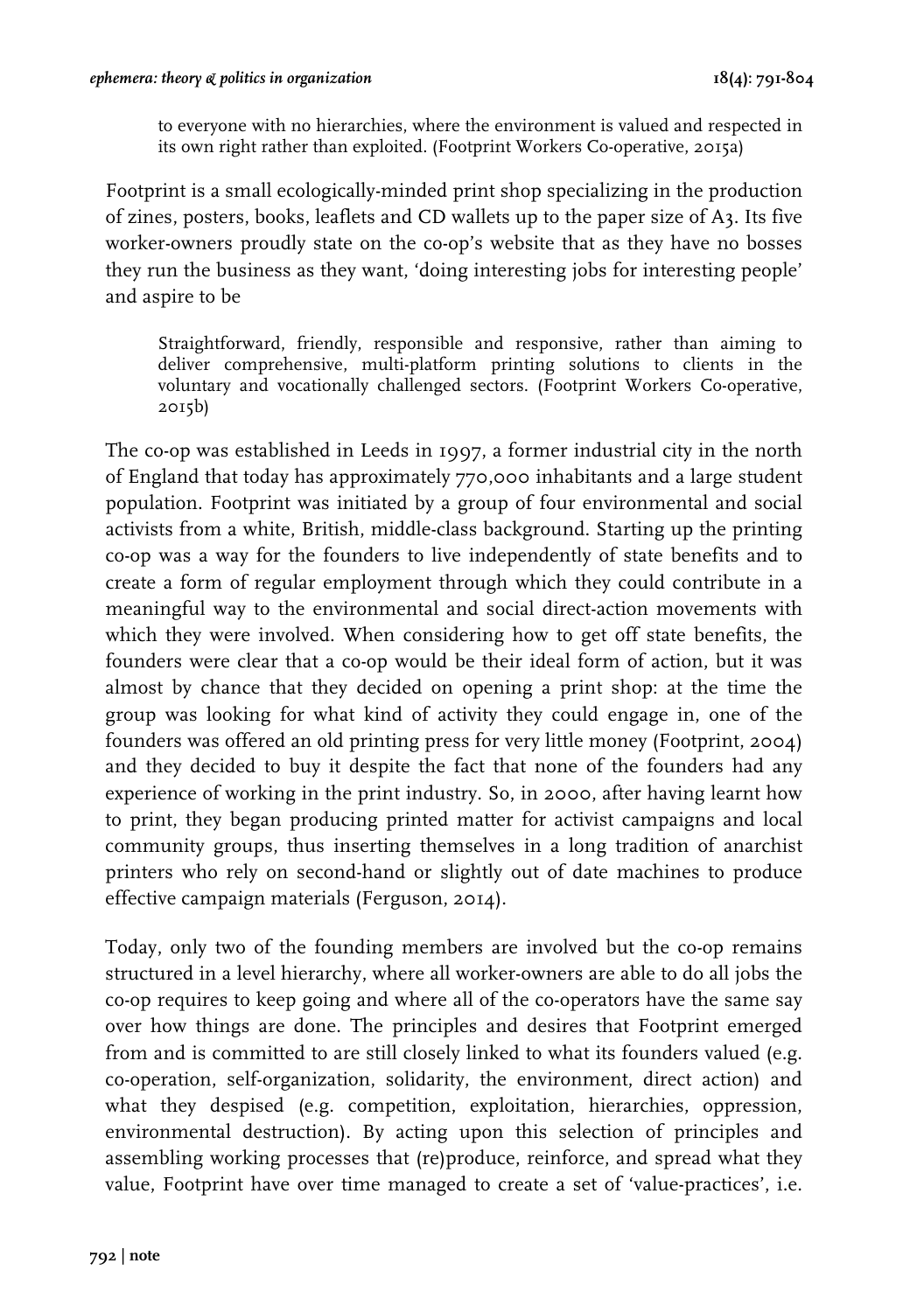> to everyone with no hierarchies, where the environment is valued and respected in its own right rather than exploited. (Footprint Workers Co-operative, 2015a)

Footprint is a small ecologically-minded print shop specializing in the production of zines, posters, books, leaflets and CD wallets up to the paper size of A3. Its five worker-owners proudly state on the co-op's website that as they have no bosses they run the business as they want, 'doing interesting jobs for interesting people' and aspire to be

> Straightforward, friendly, responsible and responsive, rather than aiming to deliver comprehensive, multi-platform printing solutions to clients in the voluntary and vocationally challenged sectors. (Footprint Workers Co-operative, 2015b)

The co-op was established in Leeds in 1997, a former industrial city in the north of England that today has approximately 770,000 inhabitants and a large student population. Footprint was initiated by a group of four environmental and social activists from a white, British, middle-class background. Starting up the printing co-op was a way for the founders to live independently of state benefits and to create a form of regular employment through which they could contribute in a meaningful way to the environmental and social direct-action movements with which they were involved. When considering how to get off state benefits, the founders were clear that a co-op would be their ideal form of action, but it was almost by chance that they decided on opening a print shop: at the time the group was looking for what kind of activity they could engage in, one of the founders was offered an old printing press for very little money (Footprint, 2004) and they decided to buy it despite the fact that none of the founders had any experience of working in the print industry. So, in 2000, after having learnt how to print, they began producing printed matter for activist campaigns and local community groups, thus inserting themselves in a long tradition of anarchist printers who rely on second-hand or slightly out of date machines to produce effective campaign materials (Ferguson, 2014).

Today, only two of the founding members are involved but the co-op remains structured in a level hierarchy, where all worker-owners are able to do all jobs the co-op requires to keep going and where all of the co-operators have the same say over how things are done. The principles and desires that Footprint emerged from and is committed to are still closely linked to what its founders valued (e.g. co-operation, self-organization, solidarity, the environment, direct action) and what they despised (e.g. competition, exploitation, hierarchies, oppression, environmental destruction). By acting upon this selection of principles and assembling working processes that (re)produce, reinforce, and spread what they value, Footprint have over time managed to create a set of 'value-practices', i.e.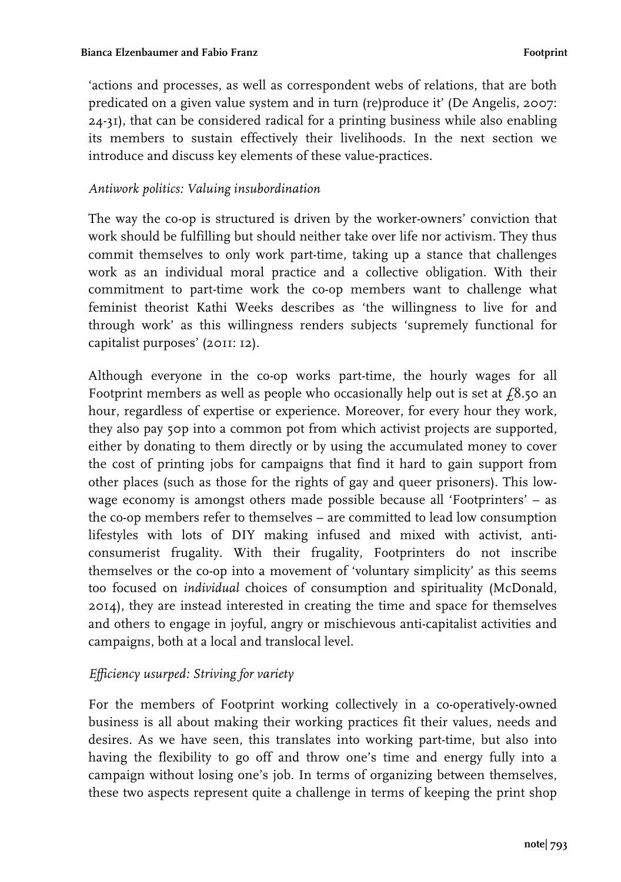'actions and processes, as well as correspondent webs of relations, that are both predicated on a given value system and in turn (re)produce it' (De Angelis, 2007: 24-31), that can be considered radical for a printing business while also enabling its members to sustain effectively their livelihoods. In the next section we introduce and discuss key elements of these value-practices.

### *Antiwork politics: Valuing insubordination*

The way the co-op is structured is driven by the worker-owners' conviction that work should be fulfilling but should neither take over life nor activism. They thus commit themselves to only work part-time, taking up a stance that challenges work as an individual moral practice and a collective obligation. With their commitment to part-time work the co-op members want to challenge what feminist theorist Kathi Weeks describes as 'the willingness to live for and through work' as this willingness renders subjects 'supremely functional for capitalist purposes' (2011: 12).

Although everyone in the co-op works part-time, the hourly wages for all Footprint members as well as people who occasionally help out is set at £8.50 an hour, regardless of expertise or experience. Moreover, for every hour they work, they also pay 50p into a common pot from which activist projects are supported, either by donating to them directly or by using the accumulated money to cover the cost of printing jobs for campaigns that find it hard to gain support from other places (such as those for the rights of gay and queer prisoners). This low-wage economy is amongst others made possible because all 'Footprinters' – as the co-op members refer to themselves – are committed to lead low consumption lifestyles with lots of DIY making infused and mixed with activist, anti-consumerist frugality. With their frugality, Footprinters do not inscribe themselves or the co-op into a movement of 'voluntary simplicity' as this seems too focused on *individual* choices of consumption and spirituality (McDonald, 2014), they are instead interested in creating the time and space for themselves and others to engage in joyful, angry or mischievous anti-capitalist activities and campaigns, both at a local and translocal level.

### *Efficiency usurped: Striving for variety*

For the members of Footprint working collectively in a co-operatively-owned business is all about making their working practices fit their values, needs and desires. As we have seen, this translates into working part-time, but also into having the flexibility to go off and throw one's time and energy fully into a campaign without losing one's job. In terms of organizing between themselves, these two aspects represent quite a challenge in terms of keeping the print shop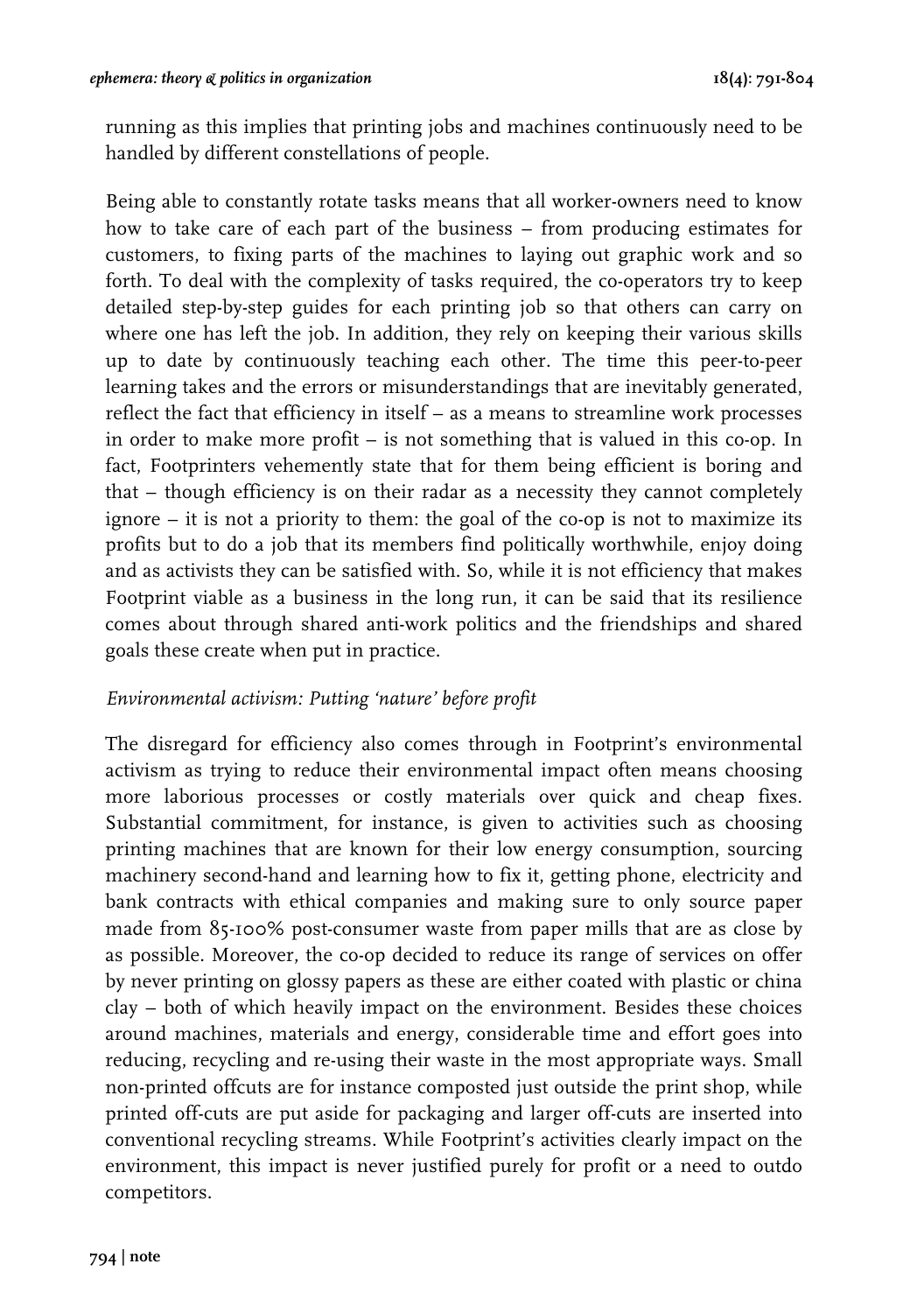running as this implies that printing jobs and machines continuously need to be handled by different constellations of people.

Being able to constantly rotate tasks means that all worker-owners need to know how to take care of each part of the business – from producing estimates for customers, to fixing parts of the machines to laying out graphic work and so forth. To deal with the complexity of tasks required, the co-operators try to keep detailed step-by-step guides for each printing job so that others can carry on where one has left the job. In addition, they rely on keeping their various skills up to date by continuously teaching each other. The time this peer-to-peer learning takes and the errors or misunderstandings that are inevitably generated, reflect the fact that efficiency in itself – as a means to streamline work processes in order to make more profit – is not something that is valued in this co-op. In fact, Footprinters vehemently state that for them being efficient is boring and that – though efficiency is on their radar as a necessity they cannot completely ignore – it is not a priority to them: the goal of the co-op is not to maximize its profits but to do a job that its members find politically worthwhile, enjoy doing and as activists they can be satisfied with. So, while it is not efficiency that makes Footprint viable as a business in the long run, it can be said that its resilience comes about through shared anti-work politics and the friendships and shared goals these create when put in practice.

### *Environmental activism: Putting 'nature' before profit*

The disregard for efficiency also comes through in Footprint's environmental activism as trying to reduce their environmental impact often means choosing more laborious processes or costly materials over quick and cheap fixes. Substantial commitment, for instance, is given to activities such as choosing printing machines that are known for their low energy consumption, sourcing machinery second-hand and learning how to fix it, getting phone, electricity and bank contracts with ethical companies and making sure to only source paper made from 85-100% post-consumer waste from paper mills that are as close by as possible. Moreover, the co-op decided to reduce its range of services on offer by never printing on glossy papers as these are either coated with plastic or china clay – both of which heavily impact on the environment. Besides these choices around machines, materials and energy, considerable time and effort goes into reducing, recycling and re-using their waste in the most appropriate ways. Small non-printed offcuts are for instance composted just outside the print shop, while printed off-cuts are put aside for packaging and larger off-cuts are inserted into conventional recycling streams. While Footprint's activities clearly impact on the environment, this impact is never justified purely for profit or a need to outdo competitors.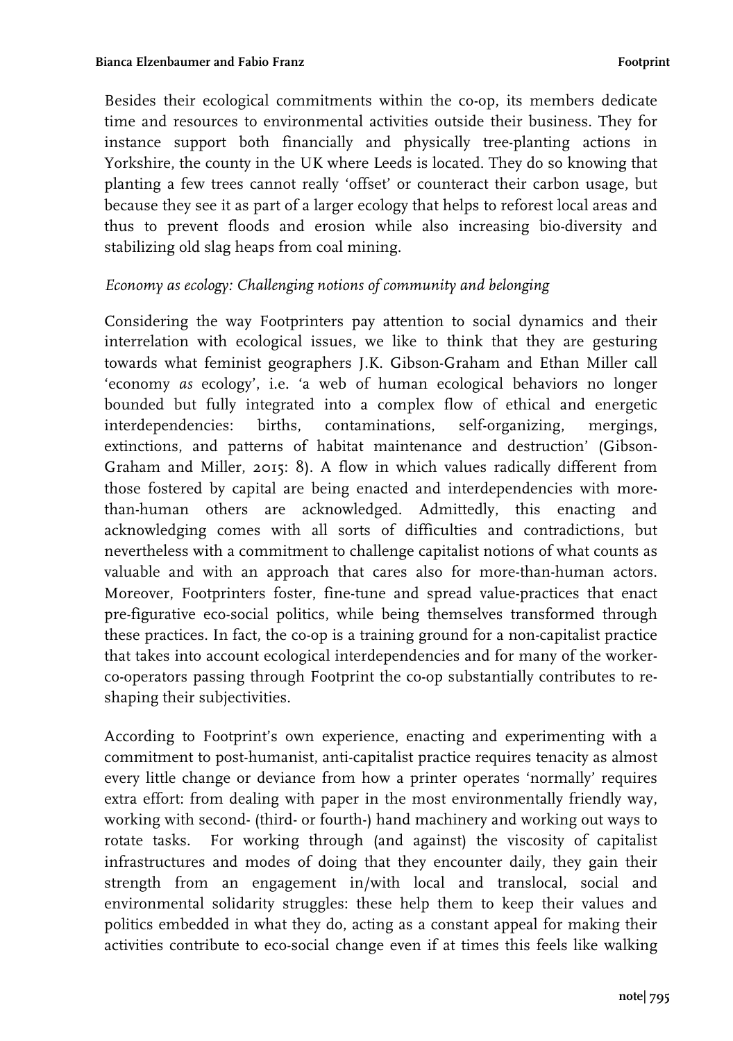Besides their ecological commitments within the co-op, its members dedicate time and resources to environmental activities outside their business. They for instance support both financially and physically tree-planting actions in Yorkshire, the county in the UK where Leeds is located. They do so knowing that planting a few trees cannot really 'offset' or counteract their carbon usage, but because they see it as part of a larger ecology that helps to reforest local areas and thus to prevent floods and erosion while also increasing bio-diversity and stabilizing old slag heaps from coal mining.

### *Economy as ecology: Challenging notions of community and belonging*

Considering the way Footprinters pay attention to social dynamics and their interrelation with ecological issues, we like to think that they are gesturing towards what feminist geographers J.K. Gibson-Graham and Ethan Miller call 'economy *as* ecology', i.e. 'a web of human ecological behaviors no longer bounded but fully integrated into a complex flow of ethical and energetic interdependencies: births, contaminations, self-organizing, mergings, extinctions, and patterns of habitat maintenance and destruction' (Gibson-Graham and Miller, 2015: 8). A flow in which values radically different from those fostered by capital are being enacted and interdependencies with more-than-human others are acknowledged. Admittedly, this enacting and acknowledging comes with all sorts of difficulties and contradictions, but nevertheless with a commitment to challenge capitalist notions of what counts as valuable and with an approach that cares also for more-than-human actors. Moreover, Footprinters foster, fine-tune and spread value-practices that enact pre-figurative eco-social politics, while being themselves transformed through these practices. In fact, the co-op is a training ground for a non-capitalist practice that takes into account ecological interdependencies and for many of the worker-co-operators passing through Footprint the co-op substantially contributes to re-shaping their subjectivities.

According to Footprint's own experience, enacting and experimenting with a commitment to post-humanist, anti-capitalist practice requires tenacity as almost every little change or deviance from how a printer operates 'normally' requires extra effort: from dealing with paper in the most environmentally friendly way, working with second- (third- or fourth-) hand machinery and working out ways to rotate tasks. For working through (and against) the viscosity of capitalist infrastructures and modes of doing that they encounter daily, they gain their strength from an engagement in/with local and translocal, social and environmental solidarity struggles: these help them to keep their values and politics embedded in what they do, acting as a constant appeal for making their activities contribute to eco-social change even if at times this feels like walking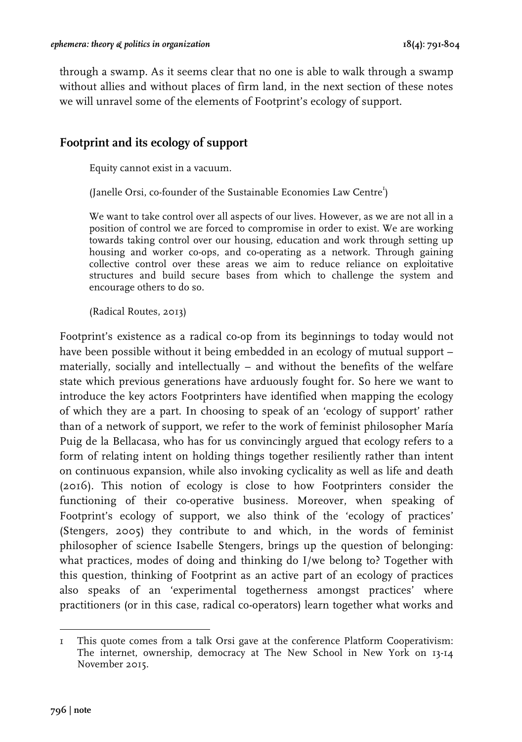through a swamp. As it seems clear that no one is able to walk through a swamp without allies and without places of firm land, in the next section of these notes we will unravel some of the elements of Footprint's ecology of support.

## Footprint and its ecology of support

> Equity cannot exist in a vacuum.
>
> (Janelle Orsi, co-founder of the Sustainable Economies Law Centre[1])
>
> We want to take control over all aspects of our lives. However, as we are not all in a position of control we are forced to compromise in order to exist. We are working towards taking control over our housing, education and work through setting up housing and worker co-ops, and co-operating as a network. Through gaining collective control over these areas we aim to reduce reliance on exploitative structures and build secure bases from which to challenge the system and encourage others to do so.
>
> (Radical Routes, 2013)

Footprint's existence as a radical co-op from its beginnings to today would not have been possible without it being embedded in an ecology of mutual support – materially, socially and intellectually – and without the benefits of the welfare state which previous generations have arduously fought for. So here we want to introduce the key actors Footprinters have identified when mapping the ecology of which they are a part. In choosing to speak of an 'ecology of support' rather than of a network of support, we refer to the work of feminist philosopher María Puig de la Bellacasa, who has for us convincingly argued that ecology refers to a form of relating intent on holding things together resiliently rather than intent on continuous expansion, while also invoking cyclicality as well as life and death (2016). This notion of ecology is close to how Footprinters consider the functioning of their co-operative business. Moreover, when speaking of Footprint's ecology of support, we also think of the 'ecology of practices' (Stengers, 2005) they contribute to and which, in the words of feminist philosopher of science Isabelle Stengers, brings up the question of belonging: what practices, modes of doing and thinking do I/we belong to? Together with this question, thinking of Footprint as an active part of an ecology of practices also speaks of an 'experimental togetherness amongst practices' where practitioners (or in this case, radical co-operators) learn together what works and

---

1 This quote comes from a talk Orsi gave at the conference Platform Cooperativism: The internet, ownership, democracy at The New School in New York on 13-14 November 2015.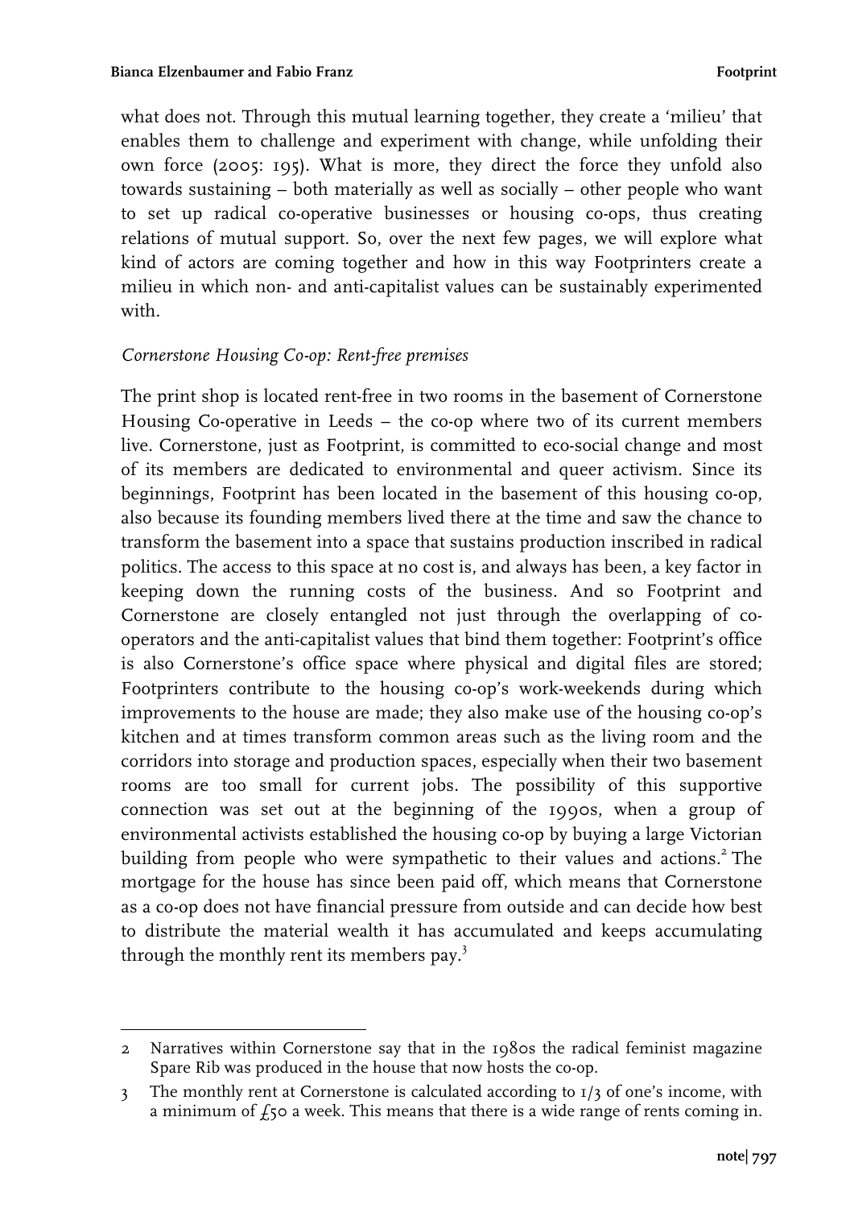what does not. Through this mutual learning together, they create a 'milieu' that enables them to challenge and experiment with change, while unfolding their own force (2005: 195). What is more, they direct the force they unfold also towards sustaining – both materially as well as socially – other people who want to set up radical co-operative businesses or housing co-ops, thus creating relations of mutual support. So, over the next few pages, we will explore what kind of actors are coming together and how in this way Footprinters create a milieu in which non- and anti-capitalist values can be sustainably experimented with.

*Cornerstone Housing Co-op: Rent-free premises*

The print shop is located rent-free in two rooms in the basement of Cornerstone Housing Co-operative in Leeds – the co-op where two of its current members live. Cornerstone, just as Footprint, is committed to eco-social change and most of its members are dedicated to environmental and queer activism. Since its beginnings, Footprint has been located in the basement of this housing co-op, also because its founding members lived there at the time and saw the chance to transform the basement into a space that sustains production inscribed in radical politics. The access to this space at no cost is, and always has been, a key factor in keeping down the running costs of the business. And so Footprint and Cornerstone are closely entangled not just through the overlapping of co-operators and the anti-capitalist values that bind them together: Footprint's office is also Cornerstone's office space where physical and digital files are stored; Footprinters contribute to the housing co-op's work-weekends during which improvements to the house are made; they also make use of the housing co-op's kitchen and at times transform common areas such as the living room and the corridors into storage and production spaces, especially when their two basement rooms are too small for current jobs. The possibility of this supportive connection was set out at the beginning of the 1990s, when a group of environmental activists established the housing co-op by buying a large Victorian building from people who were sympathetic to their values and actions.[2] The mortgage for the house has since been paid off, which means that Cornerstone as a co-op does not have financial pressure from outside and can decide how best to distribute the material wealth it has accumulated and keeps accumulating through the monthly rent its members pay.[3]

---

2 Narratives within Cornerstone say that in the 1980s the radical feminist magazine Spare Rib was produced in the house that now hosts the co-op.

3 The monthly rent at Cornerstone is calculated according to 1/3 of one's income, with a minimum of £50 a week. This means that there is a wide range of rents coming in.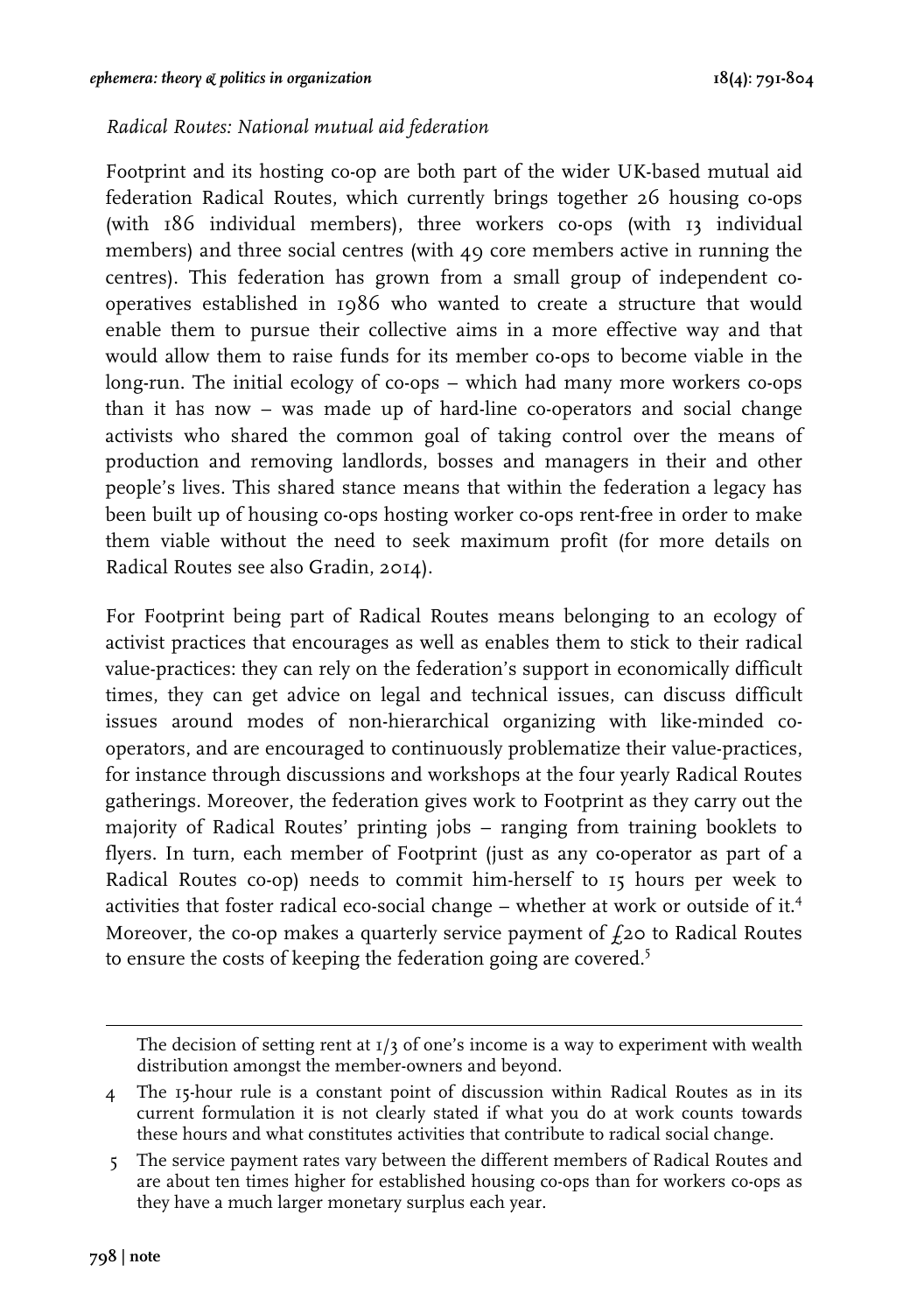*Radical Routes: National mutual aid federation*

Footprint and its hosting co-op are both part of the wider UK-based mutual aid federation Radical Routes, which currently brings together 26 housing co-ops (with 186 individual members), three workers co-ops (with 13 individual members) and three social centres (with 49 core members active in running the centres). This federation has grown from a small group of independent co-operatives established in 1986 who wanted to create a structure that would enable them to pursue their collective aims in a more effective way and that would allow them to raise funds for its member co-ops to become viable in the long-run. The initial ecology of co-ops – which had many more workers co-ops than it has now – was made up of hard-line co-operators and social change activists who shared the common goal of taking control over the means of production and removing landlords, bosses and managers in their and other people's lives. This shared stance means that within the federation a legacy has been built up of housing co-ops hosting worker co-ops rent-free in order to make them viable without the need to seek maximum profit (for more details on Radical Routes see also Gradin, 2014).

For Footprint being part of Radical Routes means belonging to an ecology of activist practices that encourages as well as enables them to stick to their radical value-practices: they can rely on the federation's support in economically difficult times, they can get advice on legal and technical issues, can discuss difficult issues around modes of non-hierarchical organizing with like-minded co-operators, and are encouraged to continuously problematize their value-practices, for instance through discussions and workshops at the four yearly Radical Routes gatherings. Moreover, the federation gives work to Footprint as they carry out the majority of Radical Routes' printing jobs – ranging from training booklets to flyers. In turn, each member of Footprint (just as any co-operator as part of a Radical Routes co-op) needs to commit him-herself to 15 hours per week to activities that foster radical eco-social change – whether at work or outside of it.[4] Moreover, the co-op makes a quarterly service payment of £20 to Radical Routes to ensure the costs of keeping the federation going are covered.[5]

---

The decision of setting rent at 1/3 of one's income is a way to experiment with wealth distribution amongst the member-owners and beyond.

4 The 15-hour rule is a constant point of discussion within Radical Routes as in its current formulation it is not clearly stated if what you do at work counts towards these hours and what constitutes activities that contribute to radical social change.

5 The service payment rates vary between the different members of Radical Routes and are about ten times higher for established housing co-ops than for workers co-ops as they have a much larger monetary surplus each year.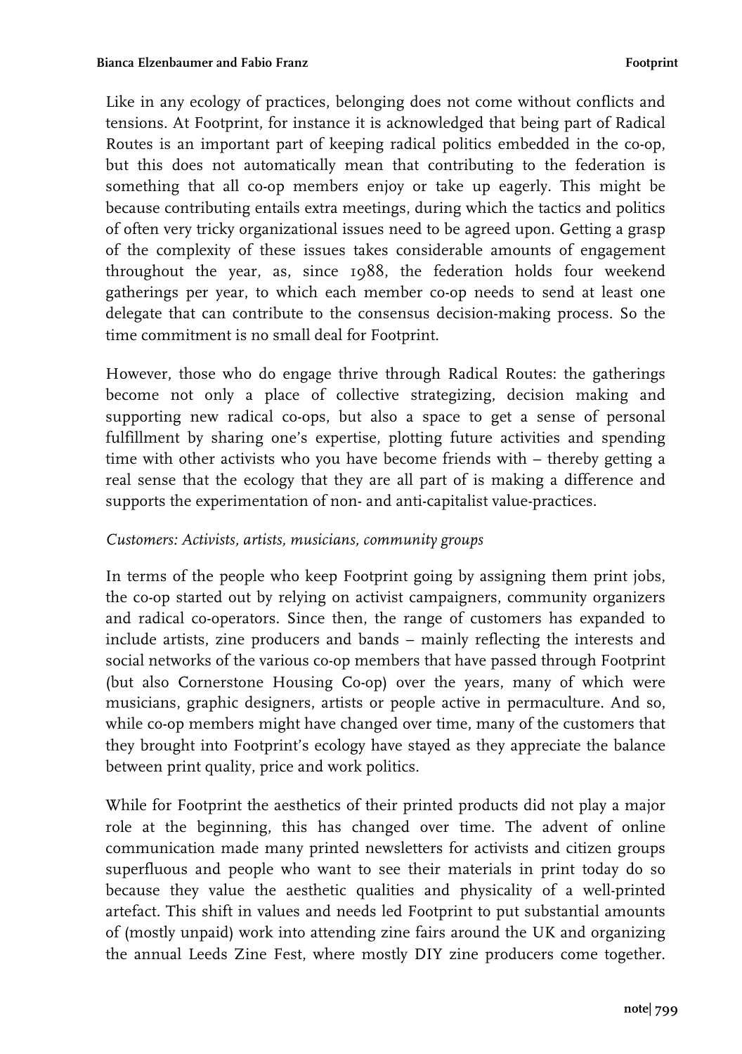Like in any ecology of practices, belonging does not come without conflicts and tensions. At Footprint, for instance it is acknowledged that being part of Radical Routes is an important part of keeping radical politics embedded in the co-op, but this does not automatically mean that contributing to the federation is something that all co-op members enjoy or take up eagerly. This might be because contributing entails extra meetings, during which the tactics and politics of often very tricky organizational issues need to be agreed upon. Getting a grasp of the complexity of these issues takes considerable amounts of engagement throughout the year, as, since 1988, the federation holds four weekend gatherings per year, to which each member co-op needs to send at least one delegate that can contribute to the consensus decision-making process. So the time commitment is no small deal for Footprint.

However, those who do engage thrive through Radical Routes: the gatherings become not only a place of collective strategizing, decision making and supporting new radical co-ops, but also a space to get a sense of personal fulfillment by sharing one's expertise, plotting future activities and spending time with other activists who you have become friends with – thereby getting a real sense that the ecology that they are all part of is making a difference and supports the experimentation of non- and anti-capitalist value-practices.

*Customers: Activists, artists, musicians, community groups*

In terms of the people who keep Footprint going by assigning them print jobs, the co-op started out by relying on activist campaigners, community organizers and radical co-operators. Since then, the range of customers has expanded to include artists, zine producers and bands – mainly reflecting the interests and social networks of the various co-op members that have passed through Footprint (but also Cornerstone Housing Co-op) over the years, many of which were musicians, graphic designers, artists or people active in permaculture. And so, while co-op members might have changed over time, many of the customers that they brought into Footprint's ecology have stayed as they appreciate the balance between print quality, price and work politics.

While for Footprint the aesthetics of their printed products did not play a major role at the beginning, this has changed over time. The advent of online communication made many printed newsletters for activists and citizen groups superfluous and people who want to see their materials in print today do so because they value the aesthetic qualities and physicality of a well-printed artefact. This shift in values and needs led Footprint to put substantial amounts of (mostly unpaid) work into attending zine fairs around the UK and organizing the annual Leeds Zine Fest, where mostly DIY zine producers come together.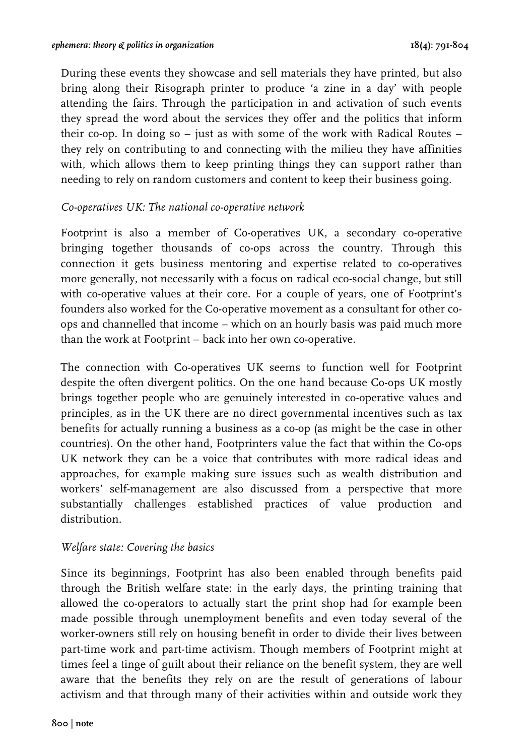During these events they showcase and sell materials they have printed, but also bring along their Risograph printer to produce 'a zine in a day' with people attending the fairs. Through the participation in and activation of such events they spread the word about the services they offer and the politics that inform their co-op. In doing so – just as with some of the work with Radical Routes – they rely on contributing to and connecting with the milieu they have affinities with, which allows them to keep printing things they can support rather than needing to rely on random customers and content to keep their business going.

*Co-operatives UK: The national co-operative network*

Footprint is also a member of Co-operatives UK, a secondary co-operative bringing together thousands of co-ops across the country. Through this connection it gets business mentoring and expertise related to co-operatives more generally, not necessarily with a focus on radical eco-social change, but still with co-operative values at their core. For a couple of years, one of Footprint's founders also worked for the Co-operative movement as a consultant for other co-ops and channelled that income – which on an hourly basis was paid much more than the work at Footprint – back into her own co-operative.

The connection with Co-operatives UK seems to function well for Footprint despite the often divergent politics. On the one hand because Co-ops UK mostly brings together people who are genuinely interested in co-operative values and principles, as in the UK there are no direct governmental incentives such as tax benefits for actually running a business as a co-op (as might be the case in other countries). On the other hand, Footprinters value the fact that within the Co-ops UK network they can be a voice that contributes with more radical ideas and approaches, for example making sure issues such as wealth distribution and workers' self-management are also discussed from a perspective that more substantially challenges established practices of value production and distribution.

*Welfare state: Covering the basics*

Since its beginnings, Footprint has also been enabled through benefits paid through the British welfare state: in the early days, the printing training that allowed the co-operators to actually start the print shop had for example been made possible through unemployment benefits and even today several of the worker-owners still rely on housing benefit in order to divide their lives between part-time work and part-time activism. Though members of Footprint might at times feel a tinge of guilt about their reliance on the benefit system, they are well aware that the benefits they rely on are the result of generations of labour activism and that through many of their activities within and outside work they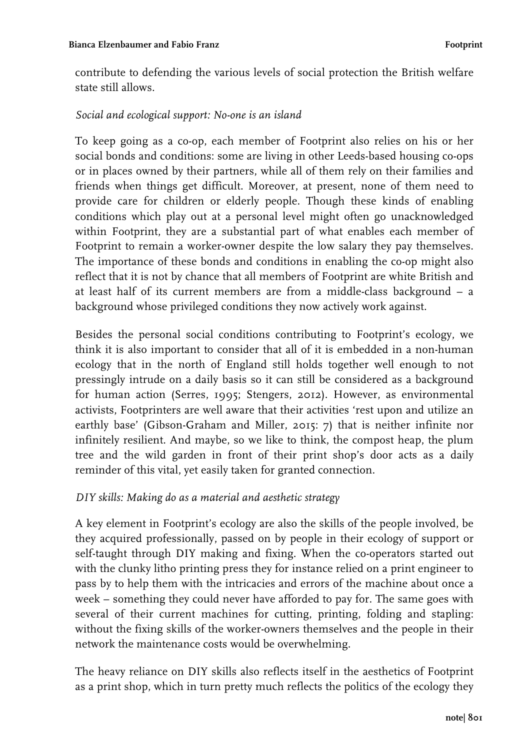contribute to defending the various levels of social protection the British welfare state still allows.

### *Social and ecological support: No-one is an island*

To keep going as a co-op, each member of Footprint also relies on his or her social bonds and conditions: some are living in other Leeds-based housing co-ops or in places owned by their partners, while all of them rely on their families and friends when things get difficult. Moreover, at present, none of them need to provide care for children or elderly people. Though these kinds of enabling conditions which play out at a personal level might often go unacknowledged within Footprint, they are a substantial part of what enables each member of Footprint to remain a worker-owner despite the low salary they pay themselves. The importance of these bonds and conditions in enabling the co-op might also reflect that it is not by chance that all members of Footprint are white British and at least half of its current members are from a middle-class background – a background whose privileged conditions they now actively work against.

Besides the personal social conditions contributing to Footprint's ecology, we think it is also important to consider that all of it is embedded in a non-human ecology that in the north of England still holds together well enough to not pressingly intrude on a daily basis so it can still be considered as a background for human action (Serres, 1995; Stengers, 2012). However, as environmental activists, Footprinters are well aware that their activities 'rest upon and utilize an earthly base' (Gibson-Graham and Miller, 2015: 7) that is neither infinite nor infinitely resilient. And maybe, so we like to think, the compost heap, the plum tree and the wild garden in front of their print shop's door acts as a daily reminder of this vital, yet easily taken for granted connection.

### *DIY skills: Making do as a material and aesthetic strategy*

A key element in Footprint's ecology are also the skills of the people involved, be they acquired professionally, passed on by people in their ecology of support or self-taught through DIY making and fixing. When the co-operators started out with the clunky litho printing press they for instance relied on a print engineer to pass by to help them with the intricacies and errors of the machine about once a week – something they could never have afforded to pay for. The same goes with several of their current machines for cutting, printing, folding and stapling: without the fixing skills of the worker-owners themselves and the people in their network the maintenance costs would be overwhelming.

The heavy reliance on DIY skills also reflects itself in the aesthetics of Footprint as a print shop, which in turn pretty much reflects the politics of the ecology they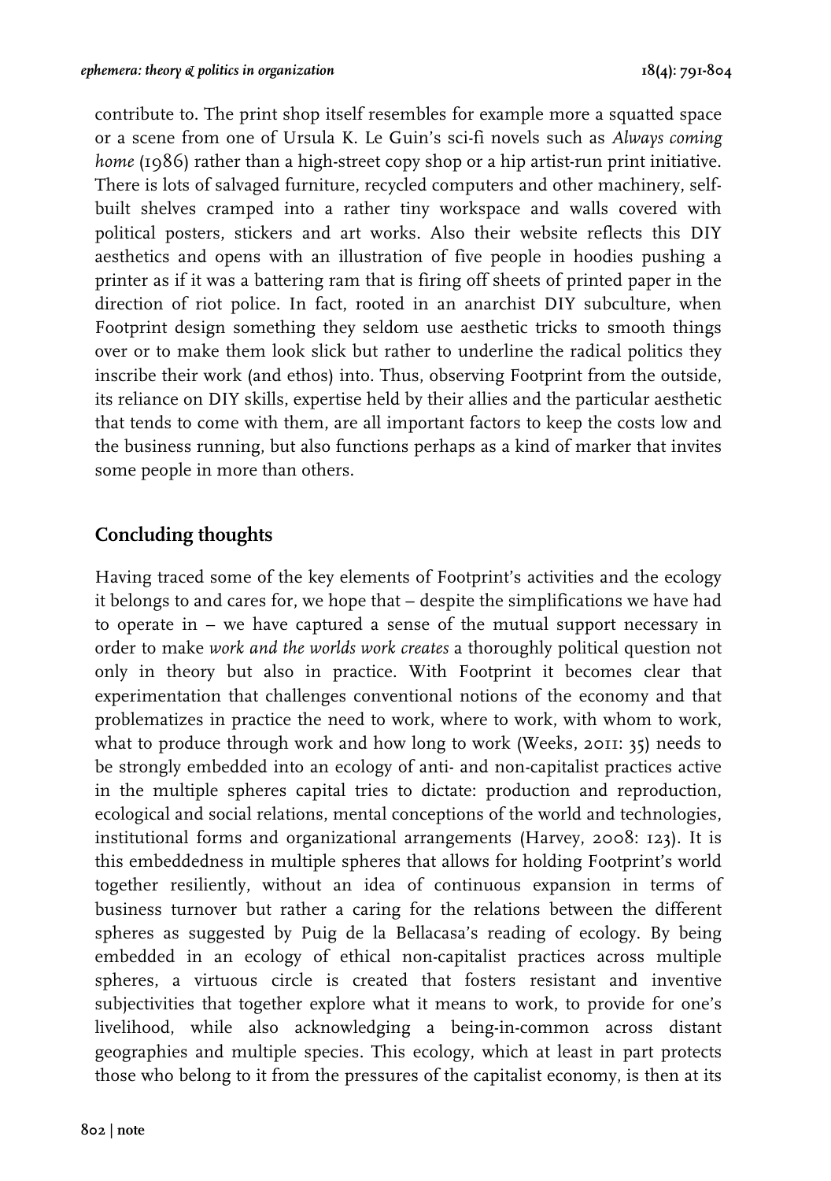contribute to. The print shop itself resembles for example more a squatted space or a scene from one of Ursula K. Le Guin's sci-fi novels such as *Always coming home* (1986) rather than a high-street copy shop or a hip artist-run print initiative. There is lots of salvaged furniture, recycled computers and other machinery, self-built shelves cramped into a rather tiny workspace and walls covered with political posters, stickers and art works. Also their website reflects this DIY aesthetics and opens with an illustration of five people in hoodies pushing a printer as if it was a battering ram that is firing off sheets of printed paper in the direction of riot police. In fact, rooted in an anarchist DIY subculture, when Footprint design something they seldom use aesthetic tricks to smooth things over or to make them look slick but rather to underline the radical politics they inscribe their work (and ethos) into. Thus, observing Footprint from the outside, its reliance on DIY skills, expertise held by their allies and the particular aesthetic that tends to come with them, are all important factors to keep the costs low and the business running, but also functions perhaps as a kind of marker that invites some people in more than others.

## Concluding thoughts

Having traced some of the key elements of Footprint's activities and the ecology it belongs to and cares for, we hope that – despite the simplifications we have had to operate in – we have captured a sense of the mutual support necessary in order to make *work and the worlds work creates* a thoroughly political question not only in theory but also in practice. With Footprint it becomes clear that experimentation that challenges conventional notions of the economy and that problematizes in practice the need to work, where to work, with whom to work, what to produce through work and how long to work (Weeks, 2011: 35) needs to be strongly embedded into an ecology of anti- and non-capitalist practices active in the multiple spheres capital tries to dictate: production and reproduction, ecological and social relations, mental conceptions of the world and technologies, institutional forms and organizational arrangements (Harvey, 2008: 123). It is this embeddedness in multiple spheres that allows for holding Footprint's world together resiliently, without an idea of continuous expansion in terms of business turnover but rather a caring for the relations between the different spheres as suggested by Puig de la Bellacasa's reading of ecology. By being embedded in an ecology of ethical non-capitalist practices across multiple spheres, a virtuous circle is created that fosters resistant and inventive subjectivities that together explore what it means to work, to provide for one's livelihood, while also acknowledging a being-in-common across distant geographies and multiple species. This ecology, which at least in part protects those who belong to it from the pressures of the capitalist economy, is then at its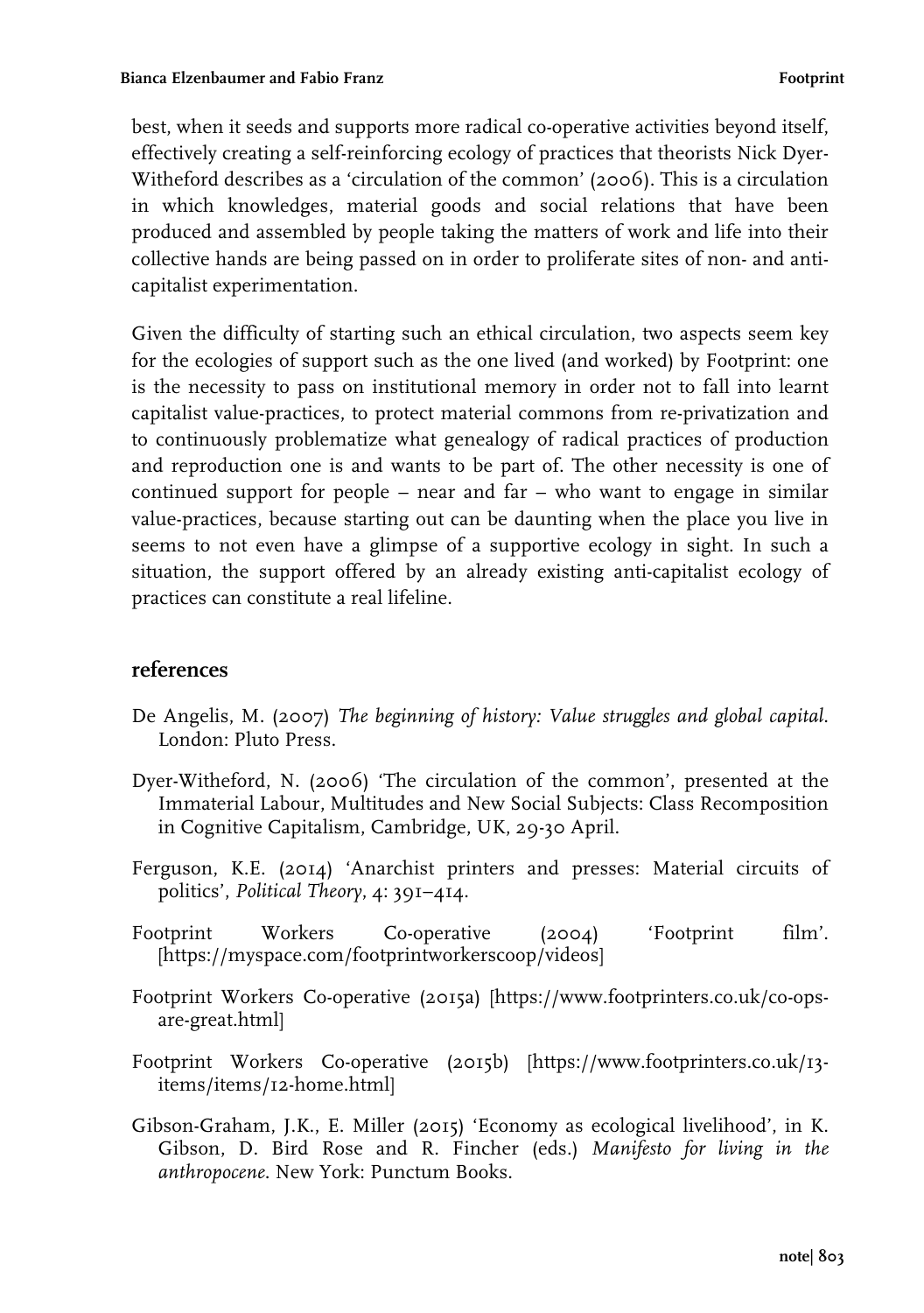best, when it seeds and supports more radical co-operative activities beyond itself, effectively creating a self-reinforcing ecology of practices that theorists Nick Dyer-Witheford describes as a 'circulation of the common' (2006). This is a circulation in which knowledges, material goods and social relations that have been produced and assembled by people taking the matters of work and life into their collective hands are being passed on in order to proliferate sites of non- and anti-capitalist experimentation.

Given the difficulty of starting such an ethical circulation, two aspects seem key for the ecologies of support such as the one lived (and worked) by Footprint: one is the necessity to pass on institutional memory in order not to fall into learnt capitalist value-practices, to protect material commons from re-privatization and to continuously problematize what genealogy of radical practices of production and reproduction one is and wants to be part of. The other necessity is one of continued support for people – near and far – who want to engage in similar value-practices, because starting out can be daunting when the place you live in seems to not even have a glimpse of a supportive ecology in sight. In such a situation, the support offered by an already existing anti-capitalist ecology of practices can constitute a real lifeline.

## references

De Angelis, M. (2007) *The beginning of history: Value struggles and global capital*. London: Pluto Press.

Dyer-Witheford, N. (2006) 'The circulation of the common', presented at the Immaterial Labour, Multitudes and New Social Subjects: Class Recomposition in Cognitive Capitalism, Cambridge, UK, 29-30 April.

Ferguson, K.E. (2014) 'Anarchist printers and presses: Material circuits of politics', *Political Theory*, 4: 391–414.

Footprint Workers Co-operative (2004) 'Footprint film'. [https://myspace.com/footprintworkerscoop/videos]

Footprint Workers Co-operative (2015a) [https://www.footprinters.co.uk/co-ops-are-great.html]

Footprint Workers Co-operative (2015b) [https://www.footprinters.co.uk/13-items/items/12-home.html]

Gibson-Graham, J.K., E. Miller (2015) 'Economy as ecological livelihood', in K. Gibson, D. Bird Rose and R. Fincher (eds.) *Manifesto for living in the anthropocene*. New York: Punctum Books.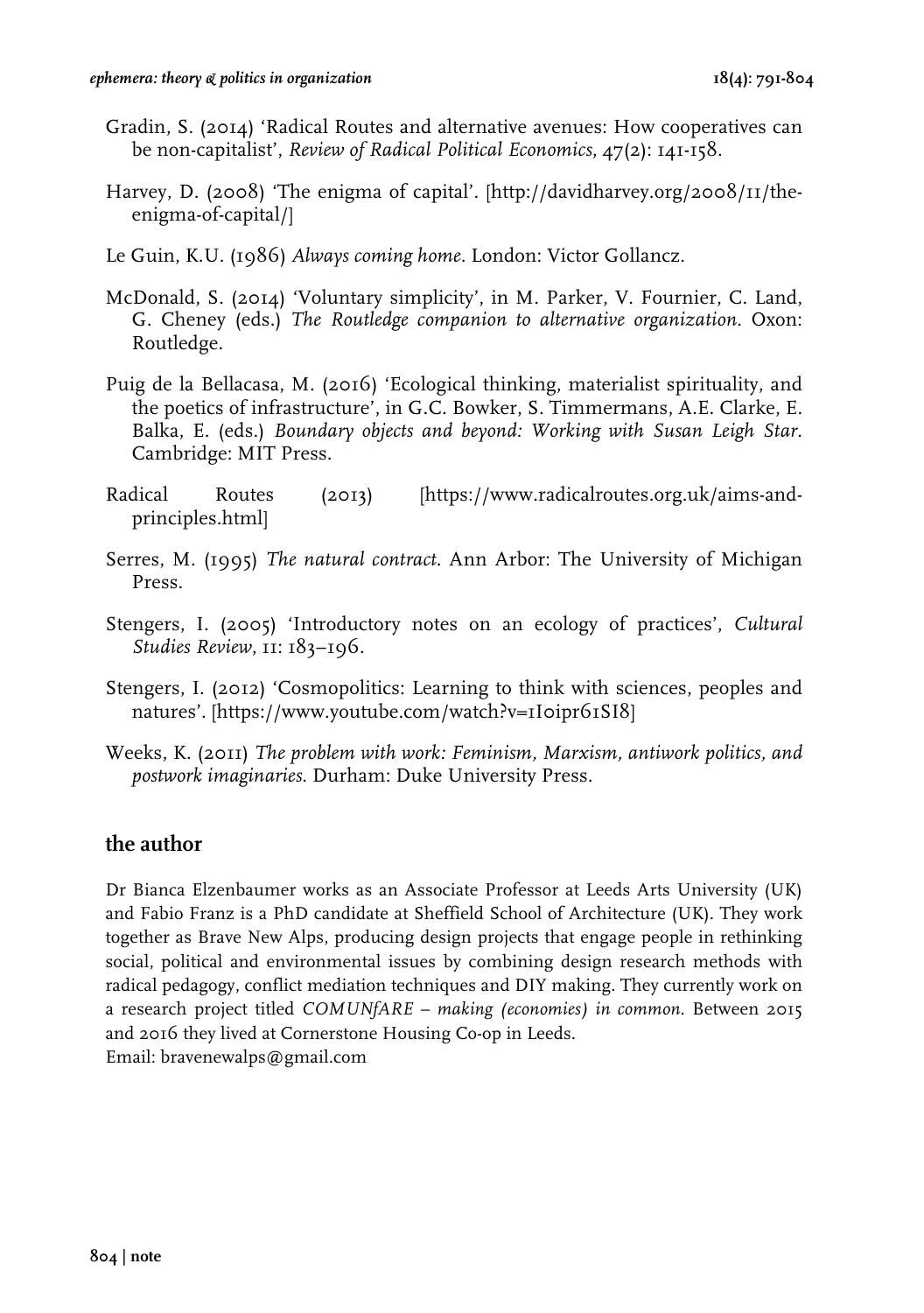Gradin, S. (2014) 'Radical Routes and alternative avenues: How cooperatives can be non-capitalist', *Review of Radical Political Economics*, 47(2): 141-158.

Harvey, D. (2008) 'The enigma of capital'. [http://davidharvey.org/2008/11/the-enigma-of-capital/]

Le Guin, K.U. (1986) *Always coming home*. London: Victor Gollancz.

McDonald, S. (2014) 'Voluntary simplicity', in M. Parker, V. Fournier, C. Land, G. Cheney (eds.) *The Routledge companion to alternative organization*. Oxon: Routledge.

Puig de la Bellacasa, M. (2016) 'Ecological thinking, materialist spirituality, and the poetics of infrastructure', in G.C. Bowker, S. Timmermans, A.E. Clarke, E. Balka, E. (eds.) *Boundary objects and beyond: Working with Susan Leigh Star*. Cambridge: MIT Press.

Radical Routes (2013) [https://www.radicalroutes.org.uk/aims-and-principles.html]

Serres, M. (1995) *The natural contract*. Ann Arbor: The University of Michigan Press.

Stengers, I. (2005) 'Introductory notes on an ecology of practices', *Cultural Studies Review*, 11: 183–196.

Stengers, I. (2012) 'Cosmopolitics: Learning to think with sciences, peoples and natures'. [https://www.youtube.com/watch?v=1I0ipr61SI8]

Weeks, K. (2011) *The problem with work: Feminism, Marxism, antiwork politics, and postwork imaginaries*. Durham: Duke University Press.

## the author

Dr Bianca Elzenbaumer works as an Associate Professor at Leeds Arts University (UK) and Fabio Franz is a PhD candidate at Sheffield School of Architecture (UK). They work together as Brave New Alps, producing design projects that engage people in rethinking social, political and environmental issues by combining design research methods with radical pedagogy, conflict mediation techniques and DIY making. They currently work on a research project titled *COMUNfARE – making (economies) in common*. Between 2015 and 2016 they lived at Cornerstone Housing Co-op in Leeds.
Email: bravenewalps@gmail.com